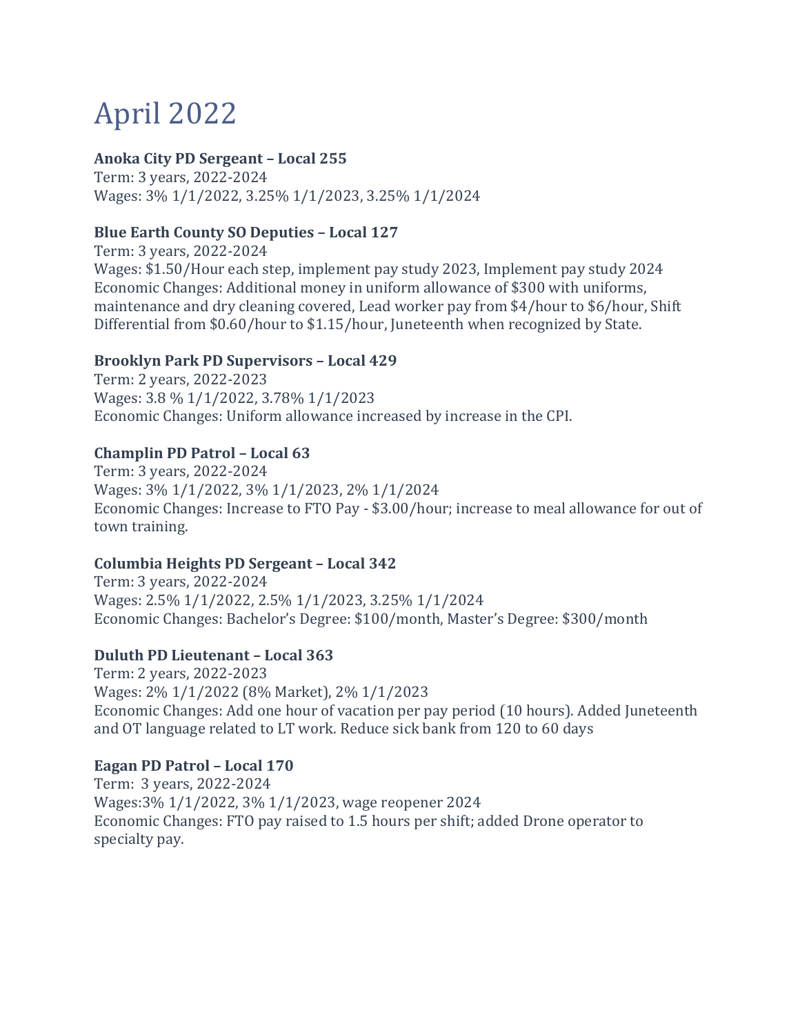# April 2022

**Anoka City PD Sergeant – Local 255**
Term: 3 years, 2022-2024
Wages: 3% 1/1/2022, 3.25% 1/1/2023, 3.25% 1/1/2024

**Blue Earth County SO Deputies – Local 127**
Term: 3 years, 2022-2024
Wages: $1.50/Hour each step, implement pay study 2023, Implement pay study 2024
Economic Changes: Additional money in uniform allowance of $300 with uniforms, maintenance and dry cleaning covered, Lead worker pay from $4/hour to $6/hour, Shift Differential from $0.60/hour to $1.15/hour, Juneteenth when recognized by State.

**Brooklyn Park PD Supervisors – Local 429**
Term: 2 years, 2022-2023
Wages: 3.8 % 1/1/2022, 3.78% 1/1/2023
Economic Changes: Uniform allowance increased by increase in the CPI.

**Champlin PD Patrol – Local 63**
Term: 3 years, 2022-2024
Wages: 3% 1/1/2022, 3% 1/1/2023, 2% 1/1/2024
Economic Changes: Increase to FTO Pay - $3.00/hour; increase to meal allowance for out of town training.

**Columbia Heights PD Sergeant – Local 342**
Term: 3 years, 2022-2024
Wages: 2.5% 1/1/2022, 2.5% 1/1/2023, 3.25% 1/1/2024
Economic Changes: Bachelor's Degree: $100/month, Master's Degree: $300/month

**Duluth PD Lieutenant – Local 363**
Term: 2 years, 2022-2023
Wages: 2% 1/1/2022 (8% Market), 2% 1/1/2023
Economic Changes: Add one hour of vacation per pay period (10 hours). Added Juneteenth and OT language related to LT work. Reduce sick bank from 120 to 60 days

**Eagan PD Patrol – Local 170**
Term: 3 years, 2022-2024
Wages:3% 1/1/2022, 3% 1/1/2023, wage reopener 2024
Economic Changes: FTO pay raised to 1.5 hours per shift; added Drone operator to specialty pay.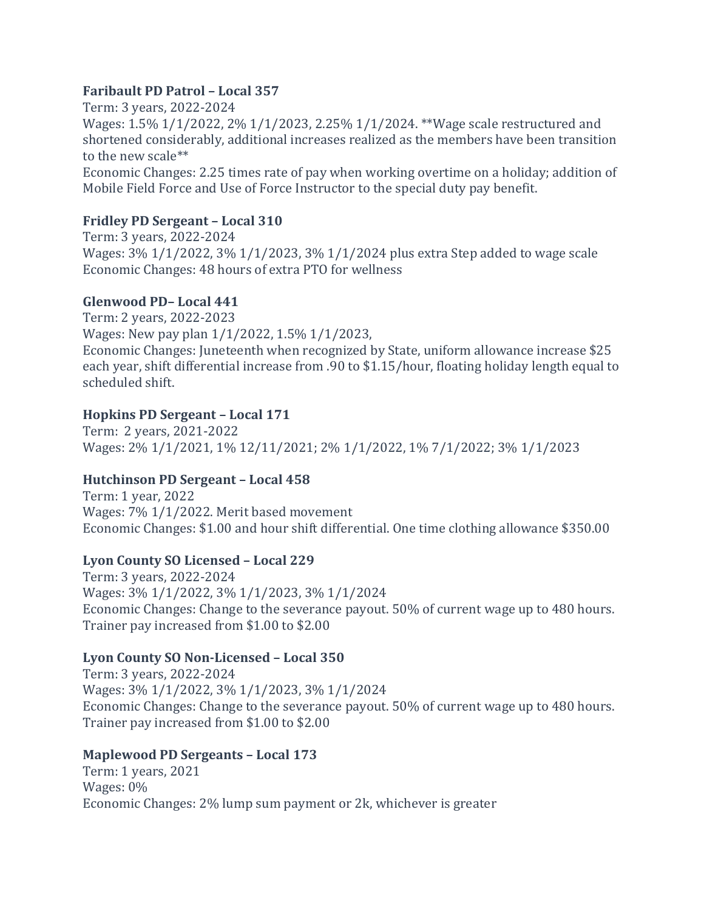**Faribault PD Patrol – Local 357**
Term: 3 years, 2022-2024
Wages: 1.5% 1/1/2022, 2% 1/1/2023, 2.25% 1/1/2024. **Wage scale restructured and shortened considerably, additional increases realized as the members have been transition to the new scale**
Economic Changes: 2.25 times rate of pay when working overtime on a holiday; addition of Mobile Field Force and Use of Force Instructor to the special duty pay benefit.

**Fridley PD Sergeant – Local 310**
Term: 3 years, 2022-2024
Wages: 3% 1/1/2022, 3% 1/1/2023, 3% 1/1/2024 plus extra Step added to wage scale
Economic Changes: 48 hours of extra PTO for wellness

**Glenwood PD– Local 441**
Term: 2 years, 2022-2023
Wages: New pay plan 1/1/2022, 1.5% 1/1/2023,
Economic Changes: Juneteenth when recognized by State, uniform allowance increase $25 each year, shift differential increase from .90 to $1.15/hour, floating holiday length equal to scheduled shift.

**Hopkins PD Sergeant – Local 171**
Term: 2 years, 2021-2022
Wages: 2% 1/1/2021, 1% 12/11/2021; 2% 1/1/2022, 1% 7/1/2022; 3% 1/1/2023

**Hutchinson PD Sergeant – Local 458**
Term: 1 year, 2022
Wages: 7% 1/1/2022. Merit based movement
Economic Changes: $1.00 and hour shift differential. One time clothing allowance $350.00

**Lyon County SO Licensed – Local 229**
Term: 3 years, 2022-2024
Wages: 3% 1/1/2022, 3% 1/1/2023, 3% 1/1/2024
Economic Changes: Change to the severance payout. 50% of current wage up to 480 hours. Trainer pay increased from $1.00 to $2.00

**Lyon County SO Non-Licensed – Local 350**
Term: 3 years, 2022-2024
Wages: 3% 1/1/2022, 3% 1/1/2023, 3% 1/1/2024
Economic Changes: Change to the severance payout. 50% of current wage up to 480 hours. Trainer pay increased from $1.00 to $2.00

**Maplewood PD Sergeants – Local 173**
Term: 1 years, 2021
Wages: 0%
Economic Changes: 2% lump sum payment or 2k, whichever is greater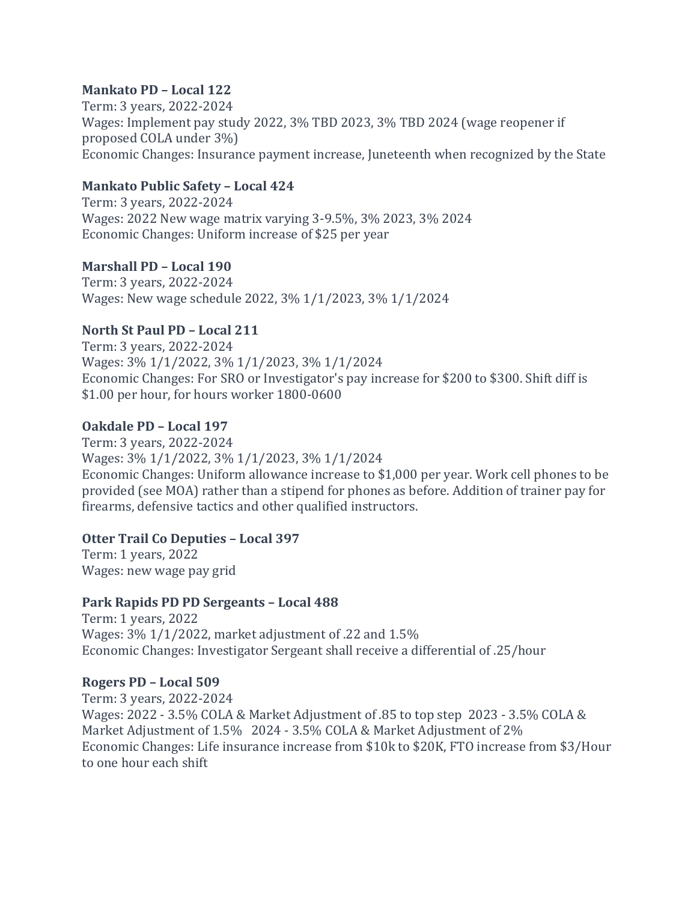**Mankato PD – Local 122**
Term: 3 years, 2022-2024
Wages: Implement pay study 2022, 3% TBD 2023, 3% TBD 2024 (wage reopener if proposed COLA under 3%)
Economic Changes: Insurance payment increase, Juneteenth when recognized by the State

**Mankato Public Safety – Local 424**
Term: 3 years, 2022-2024
Wages: 2022 New wage matrix varying 3-9.5%, 3% 2023, 3% 2024
Economic Changes: Uniform increase of $25 per year

**Marshall PD – Local 190**
Term: 3 years, 2022-2024
Wages: New wage schedule 2022, 3% 1/1/2023, 3% 1/1/2024

**North St Paul PD – Local 211**
Term: 3 years, 2022-2024
Wages: 3% 1/1/2022, 3% 1/1/2023, 3% 1/1/2024
Economic Changes: For SRO or Investigator's pay increase for $200 to $300. Shift diff is $1.00 per hour, for hours worker 1800-0600

**Oakdale PD – Local 197**
Term: 3 years, 2022-2024
Wages: 3% 1/1/2022, 3% 1/1/2023, 3% 1/1/2024
Economic Changes: Uniform allowance increase to $1,000 per year. Work cell phones to be provided (see MOA) rather than a stipend for phones as before. Addition of trainer pay for firearms, defensive tactics and other qualified instructors.

**Otter Trail Co Deputies – Local 397**
Term: 1 years, 2022
Wages: new wage pay grid

**Park Rapids PD PD Sergeants – Local 488**
Term: 1 years, 2022
Wages: 3% 1/1/2022, market adjustment of .22 and 1.5%
Economic Changes: Investigator Sergeant shall receive a differential of .25/hour

**Rogers PD – Local 509**
Term: 3 years, 2022-2024
Wages: 2022 - 3.5% COLA & Market Adjustment of .85 to top step 2023 - 3.5% COLA & Market Adjustment of 1.5% 2024 - 3.5% COLA & Market Adjustment of 2%
Economic Changes: Life insurance increase from $10k to $20K, FTO increase from $3/Hour to one hour each shift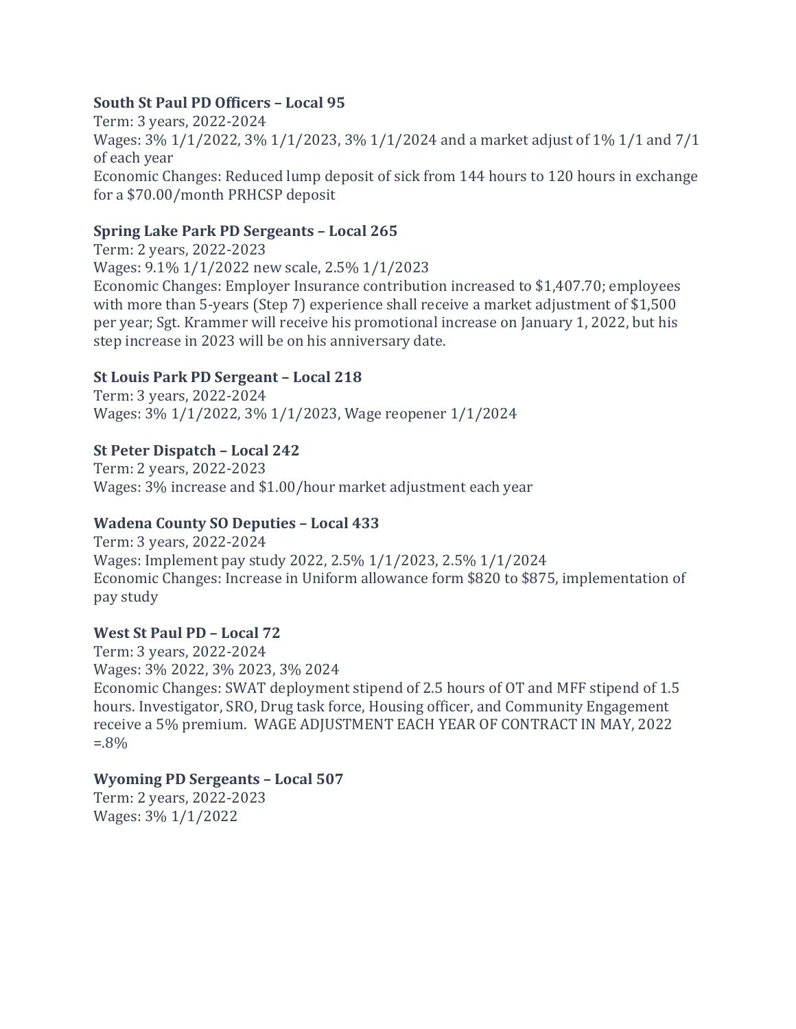**South St Paul PD Officers – Local 95**
Term: 3 years, 2022-2024
Wages: 3% 1/1/2022, 3% 1/1/2023, 3% 1/1/2024 and a market adjust of 1% 1/1 and 7/1 of each year
Economic Changes: Reduced lump deposit of sick from 144 hours to 120 hours in exchange for a $70.00/month PRHCSP deposit

**Spring Lake Park PD Sergeants – Local 265**
Term: 2 years, 2022-2023
Wages: 9.1% 1/1/2022 new scale, 2.5% 1/1/2023
Economic Changes: Employer Insurance contribution increased to $1,407.70; employees with more than 5-years (Step 7) experience shall receive a market adjustment of $1,500 per year; Sgt. Krammer will receive his promotional increase on January 1, 2022, but his step increase in 2023 will be on his anniversary date.

**St Louis Park PD Sergeant – Local 218**
Term: 3 years, 2022-2024
Wages: 3% 1/1/2022, 3% 1/1/2023, Wage reopener 1/1/2024

**St Peter Dispatch – Local 242**
Term: 2 years, 2022-2023
Wages: 3% increase and $1.00/hour market adjustment each year

**Wadena County SO Deputies – Local 433**
Term: 3 years, 2022-2024
Wages: Implement pay study 2022, 2.5% 1/1/2023, 2.5% 1/1/2024
Economic Changes: Increase in Uniform allowance form $820 to $875, implementation of pay study

**West St Paul PD – Local 72**
Term: 3 years, 2022-2024
Wages: 3% 2022, 3% 2023, 3% 2024
Economic Changes: SWAT deployment stipend of 2.5 hours of OT and MFF stipend of 1.5 hours. Investigator, SRO, Drug task force, Housing officer, and Community Engagement receive a 5% premium. WAGE ADJUSTMENT EACH YEAR OF CONTRACT IN MAY, 2022 =.8%

**Wyoming PD Sergeants – Local 507**
Term: 2 years, 2022-2023
Wages: 3% 1/1/2022